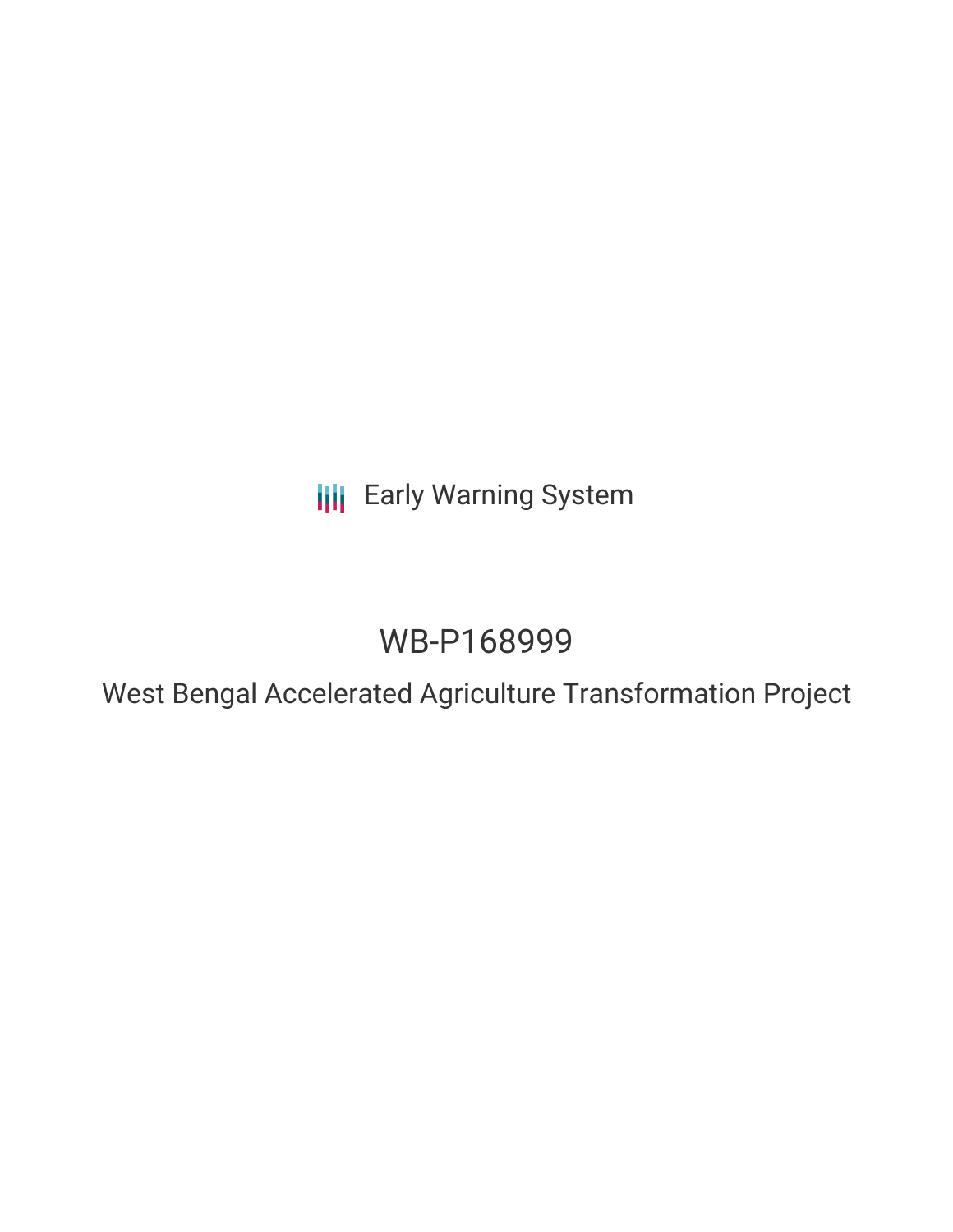Early Warning System

# WB-P168999

## West Bengal Accelerated Agriculture Transformation Project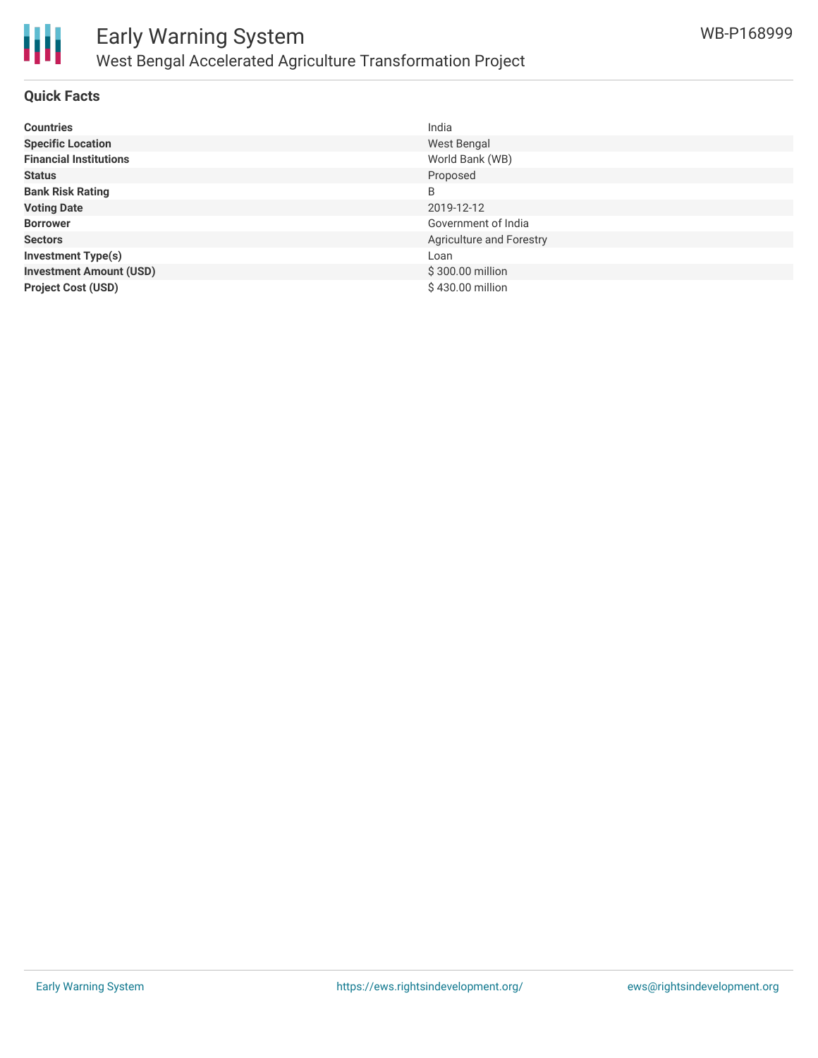## Quick Facts

| | |
|---|---|
| **Countries** | India |
| **Specific Location** | West Bengal |
| **Financial Institutions** | World Bank (WB) |
| **Status** | Proposed |
| **Bank Risk Rating** | B |
| **Voting Date** | 2019-12-12 |
| **Borrower** | Government of India |
| **Sectors** | Agriculture and Forestry |
| **Investment Type(s)** | Loan |
| **Investment Amount (USD)** | $ 300.00 million |
| **Project Cost (USD)** | $ 430.00 million |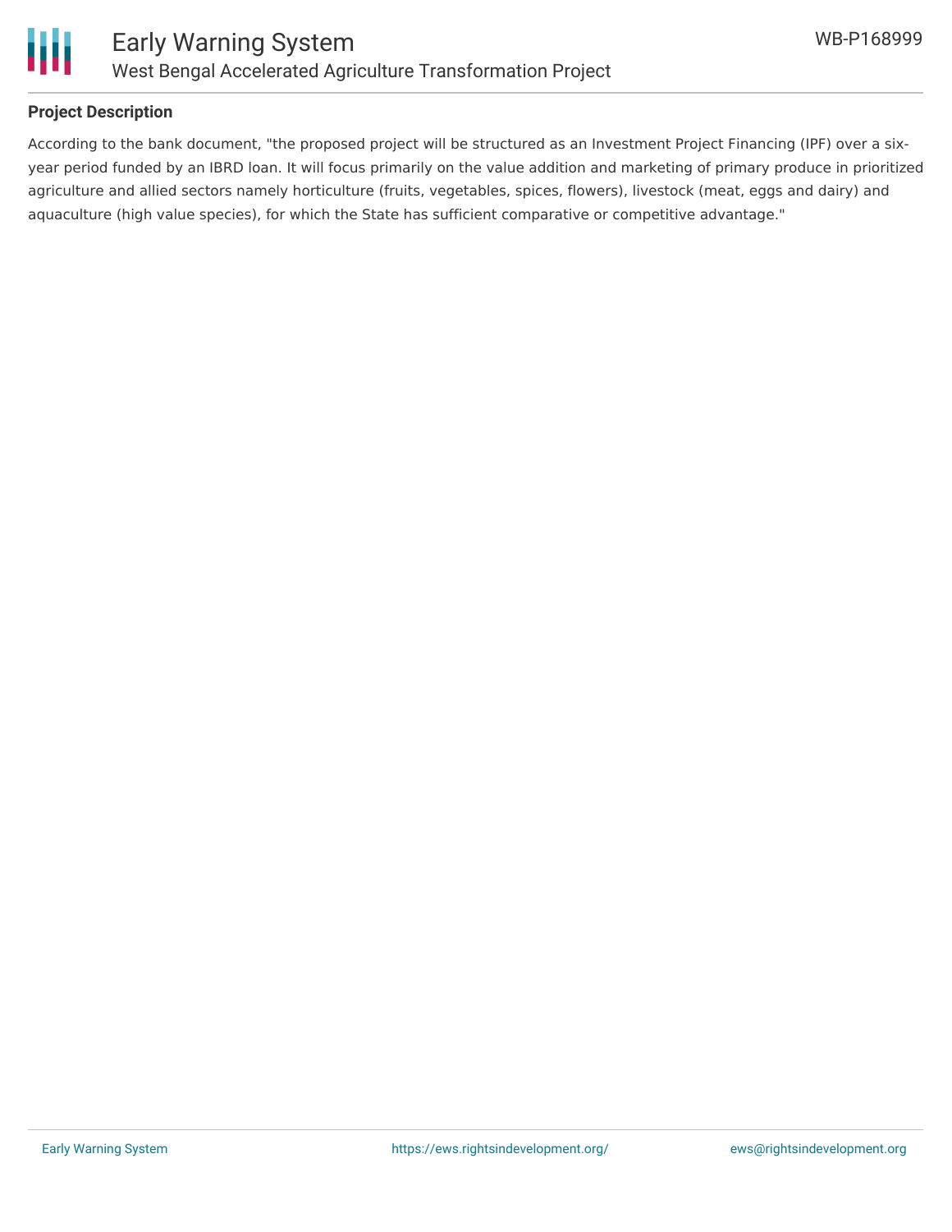## Project Description

According to the bank document, "the proposed project will be structured as an Investment Project Financing (IPF) over a six-year period funded by an IBRD loan. It will focus primarily on the value addition and marketing of primary produce in prioritized agriculture and allied sectors namely horticulture (fruits, vegetables, spices, flowers), livestock (meat, eggs and dairy) and aquaculture (high value species), for which the State has sufficient comparative or competitive advantage."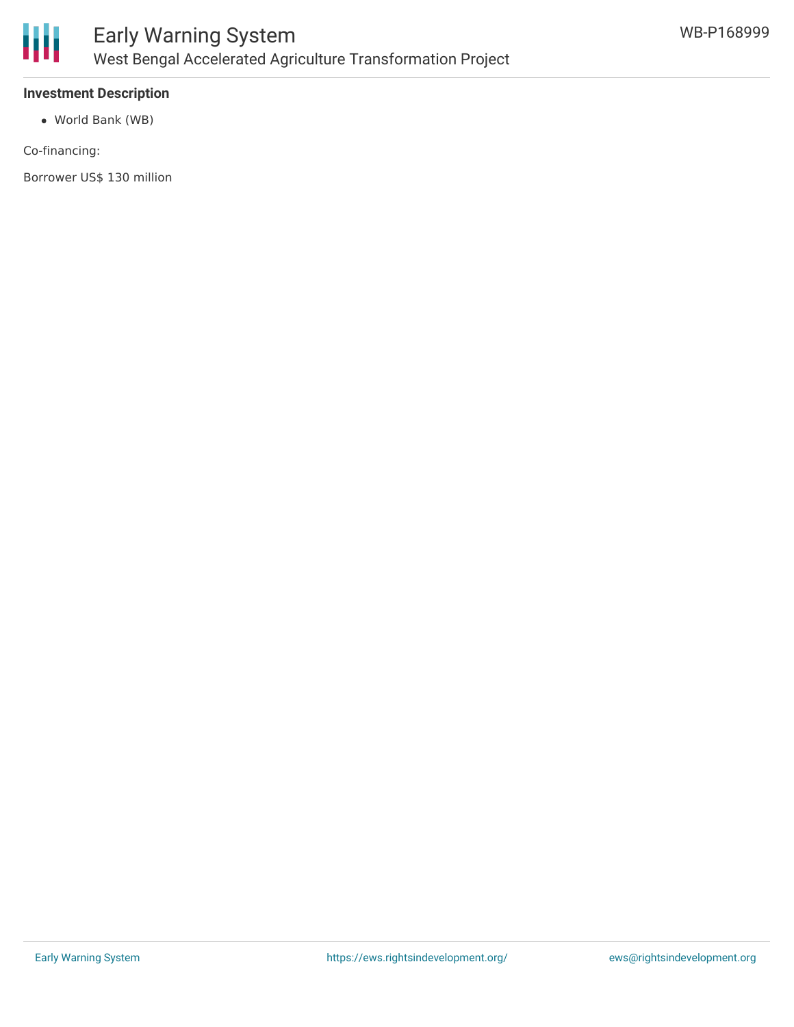**Investment Description**

- World Bank (WB)

Co-financing:

Borrower US$ 130 million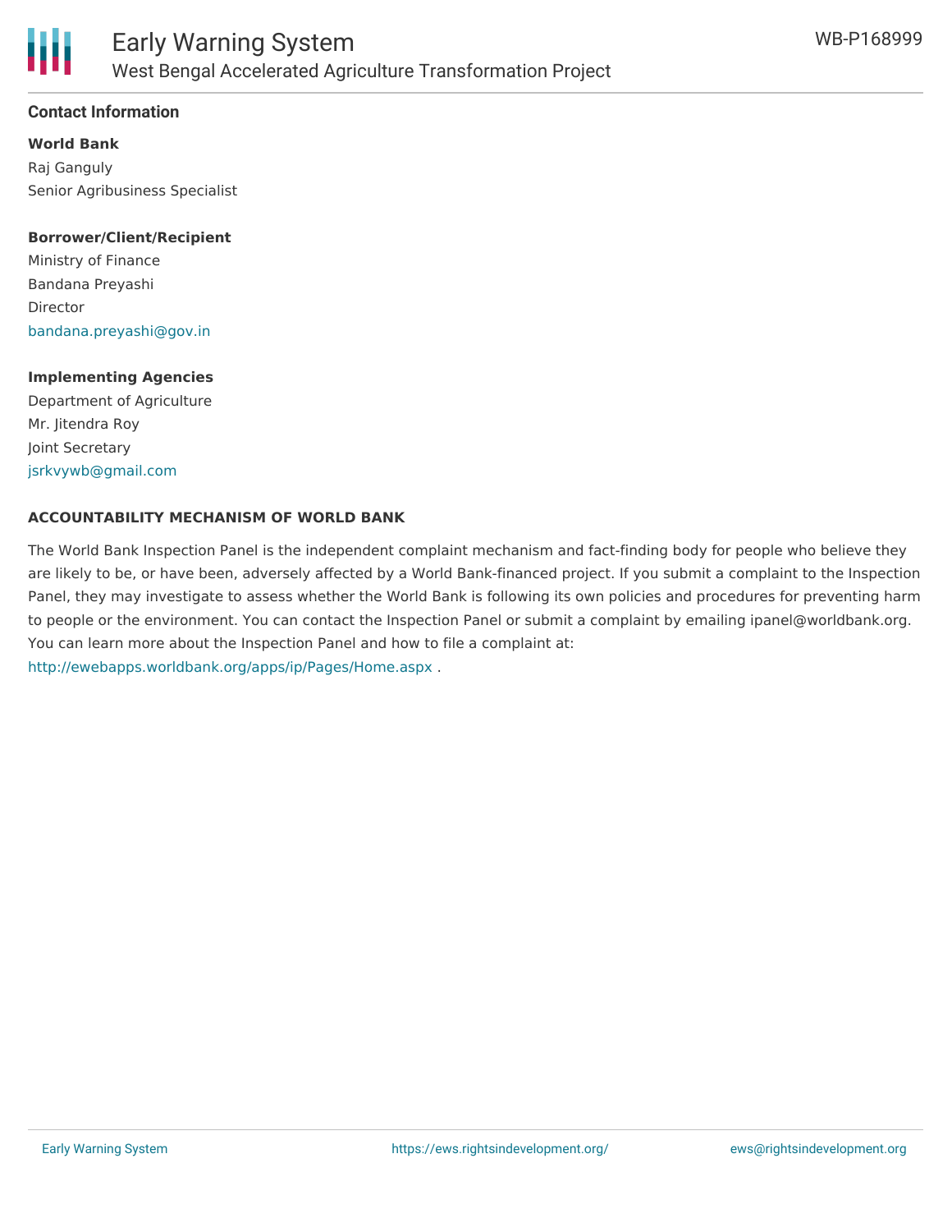## Contact Information

**World Bank**

Raj Ganguly
Senior Agribusiness Specialist

**Borrower/Client/Recipient**

Ministry of Finance
Bandana Preyashi
Director
bandana.preyashi@gov.in

**Implementing Agencies**

Department of Agriculture
Mr. Jitendra Roy
Joint Secretary
jsrkvywb@gmail.com

**ACCOUNTABILITY MECHANISM OF WORLD BANK**

The World Bank Inspection Panel is the independent complaint mechanism and fact-finding body for people who believe they are likely to be, or have been, adversely affected by a World Bank-financed project. If you submit a complaint to the Inspection Panel, they may investigate to assess whether the World Bank is following its own policies and procedures for preventing harm to people or the environment. You can contact the Inspection Panel or submit a complaint by emailing ipanel@worldbank.org. You can learn more about the Inspection Panel and how to file a complaint at: http://ewebapps.worldbank.org/apps/ip/Pages/Home.aspx .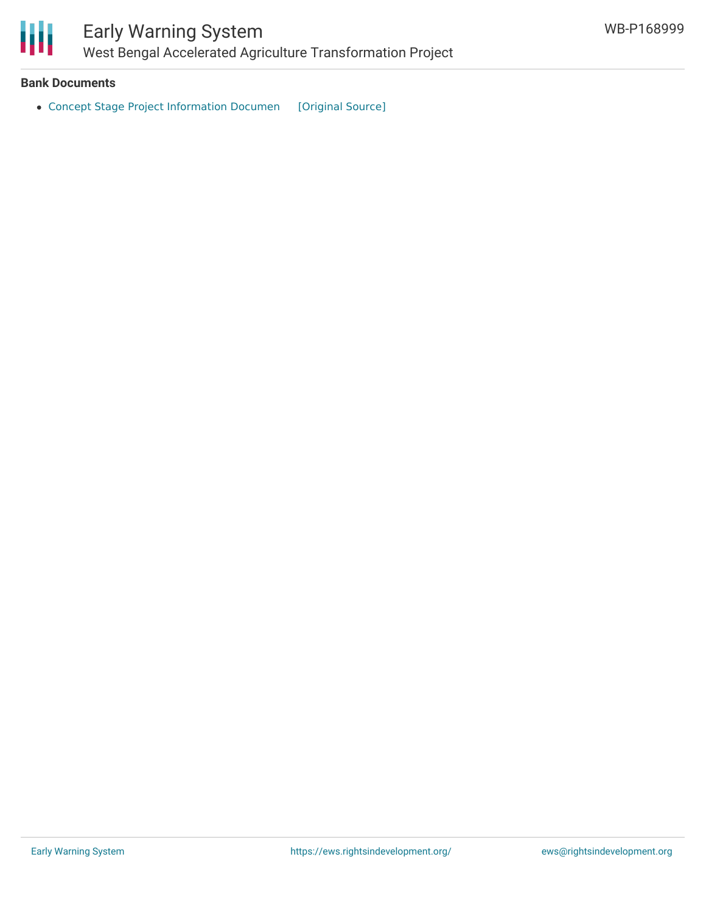## Bank Documents

- Concept Stage Project Information Documen [Original Source]